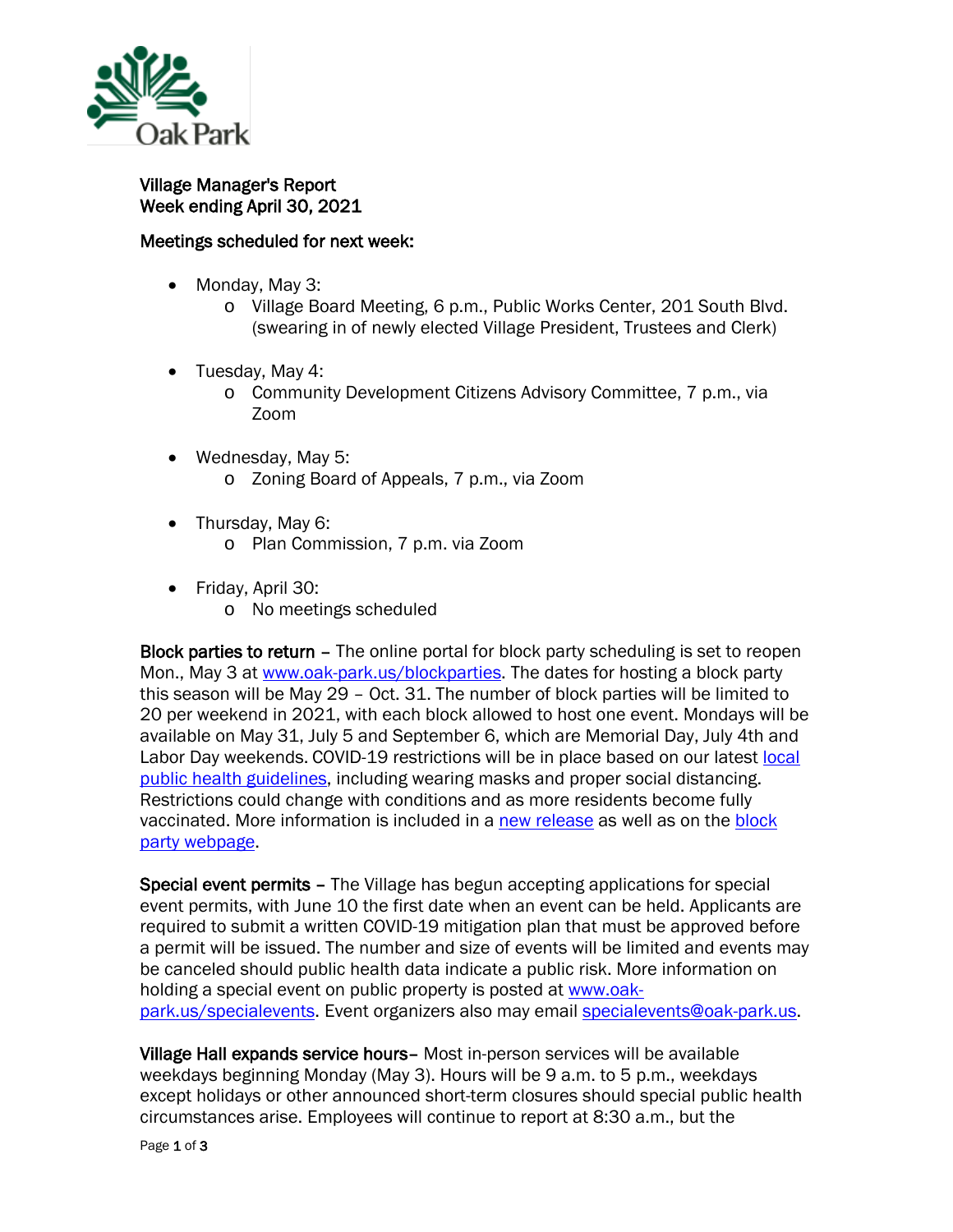Village Manager's Report
Week ending April 30, 2021

**Meetings scheduled for next week:**

- Monday, May 3:
  - Village Board Meeting, 6 p.m., Public Works Center, 201 South Blvd. (swearing in of newly elected Village President, Trustees and Clerk)
- Tuesday, May 4:
  - Community Development Citizens Advisory Committee, 7 p.m., via Zoom
- Wednesday, May 5:
  - Zoning Board of Appeals, 7 p.m., via Zoom
- Thursday, May 6:
  - Plan Commission, 7 p.m. via Zoom
- Friday, April 30:
  - No meetings scheduled

**Block parties to return** – The online portal for block party scheduling is set to reopen Mon., May 3 at www.oak-park.us/blockparties. The dates for hosting a block party this season will be May 29 – Oct. 31. The number of block parties will be limited to 20 per weekend in 2021, with each block allowed to host one event. Mondays will be available on May 31, July 5 and September 6, which are Memorial Day, July 4th and Labor Day weekends. COVID-19 restrictions will be in place based on our latest local public health guidelines, including wearing masks and proper social distancing. Restrictions could change with conditions and as more residents become fully vaccinated. More information is included in a new release as well as on the block party webpage.

**Special event permits** – The Village has begun accepting applications for special event permits, with June 10 the first date when an event can be held. Applicants are required to submit a written COVID-19 mitigation plan that must be approved before a permit will be issued. The number and size of events will be limited and events may be canceled should public health data indicate a public risk. More information on holding a special event on public property is posted at www.oak-park.us/specialevents. Event organizers also may email specialevents@oak-park.us.

**Village Hall expands service hours**– Most in-person services will be available weekdays beginning Monday (May 3). Hours will be 9 a.m. to 5 p.m., weekdays except holidays or other announced short-term closures should special public health circumstances arise. Employees will continue to report at 8:30 a.m., but the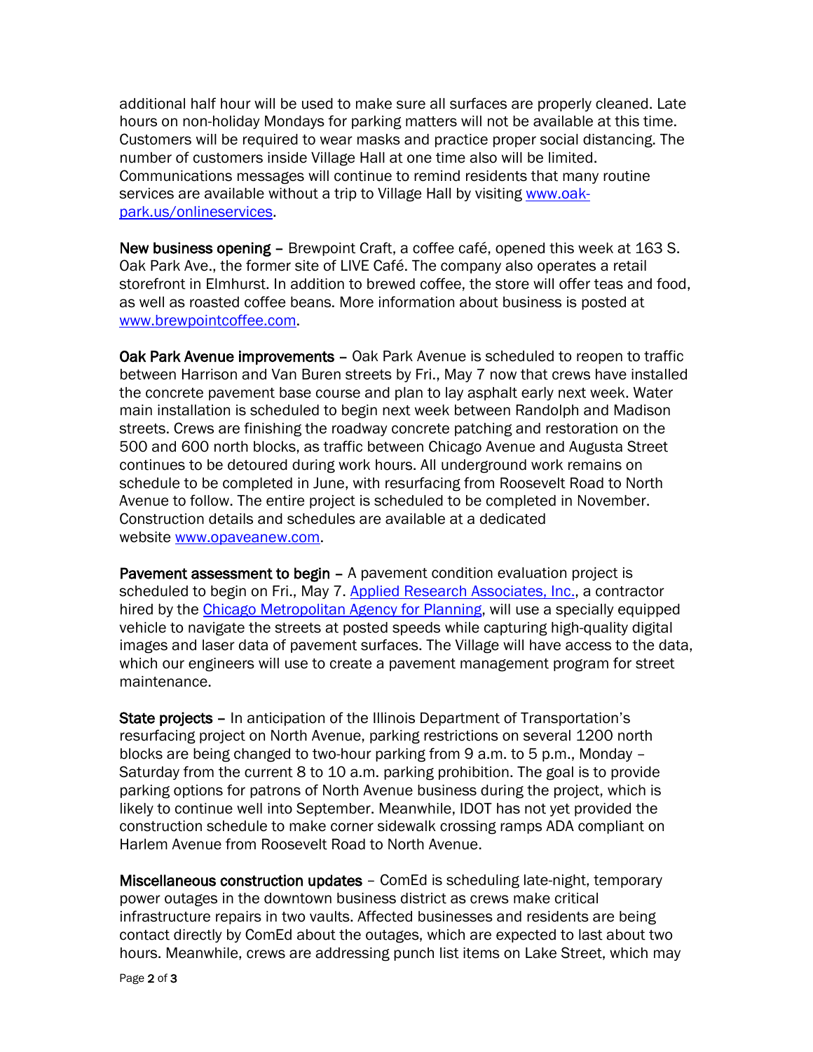additional half hour will be used to make sure all surfaces are properly cleaned. Late hours on non-holiday Mondays for parking matters will not be available at this time. Customers will be required to wear masks and practice proper social distancing. The number of customers inside Village Hall at one time also will be limited. Communications messages will continue to remind residents that many routine services are available without a trip to Village Hall by visiting [www.oak-park.us/onlineservices](www.oak-park.us/onlineservices).

**New business opening** – Brewpoint Craft, a coffee café, opened this week at 163 S. Oak Park Ave., the former site of LIVE Café. The company also operates a retail storefront in Elmhurst. In addition to brewed coffee, the store will offer teas and food, as well as roasted coffee beans. More information about business is posted at [www.brewpointcoffee.com](www.brewpointcoffee.com).

**Oak Park Avenue improvements** – Oak Park Avenue is scheduled to reopen to traffic between Harrison and Van Buren streets by Fri., May 7 now that crews have installed the concrete pavement base course and plan to lay asphalt early next week. Water main installation is scheduled to begin next week between Randolph and Madison streets. Crews are finishing the roadway concrete patching and restoration on the 500 and 600 north blocks, as traffic between Chicago Avenue and Augusta Street continues to be detoured during work hours. All underground work remains on schedule to be completed in June, with resurfacing from Roosevelt Road to North Avenue to follow. The entire project is scheduled to be completed in November. Construction details and schedules are available at a dedicated website [www.opaveanew.com](www.opaveanew.com).

**Pavement assessment to begin** – A pavement condition evaluation project is scheduled to begin on Fri., May 7. Applied Research Associates, Inc., a contractor hired by the Chicago Metropolitan Agency for Planning, will use a specially equipped vehicle to navigate the streets at posted speeds while capturing high-quality digital images and laser data of pavement surfaces. The Village will have access to the data, which our engineers will use to create a pavement management program for street maintenance.

**State projects** – In anticipation of the Illinois Department of Transportation's resurfacing project on North Avenue, parking restrictions on several 1200 north blocks are being changed to two-hour parking from 9 a.m. to 5 p.m., Monday – Saturday from the current 8 to 10 a.m. parking prohibition. The goal is to provide parking options for patrons of North Avenue business during the project, which is likely to continue well into September. Meanwhile, IDOT has not yet provided the construction schedule to make corner sidewalk crossing ramps ADA compliant on Harlem Avenue from Roosevelt Road to North Avenue.

**Miscellaneous construction updates** – ComEd is scheduling late-night, temporary power outages in the downtown business district as crews make critical infrastructure repairs in two vaults. Affected businesses and residents are being contact directly by ComEd about the outages, which are expected to last about two hours. Meanwhile, crews are addressing punch list items on Lake Street, which may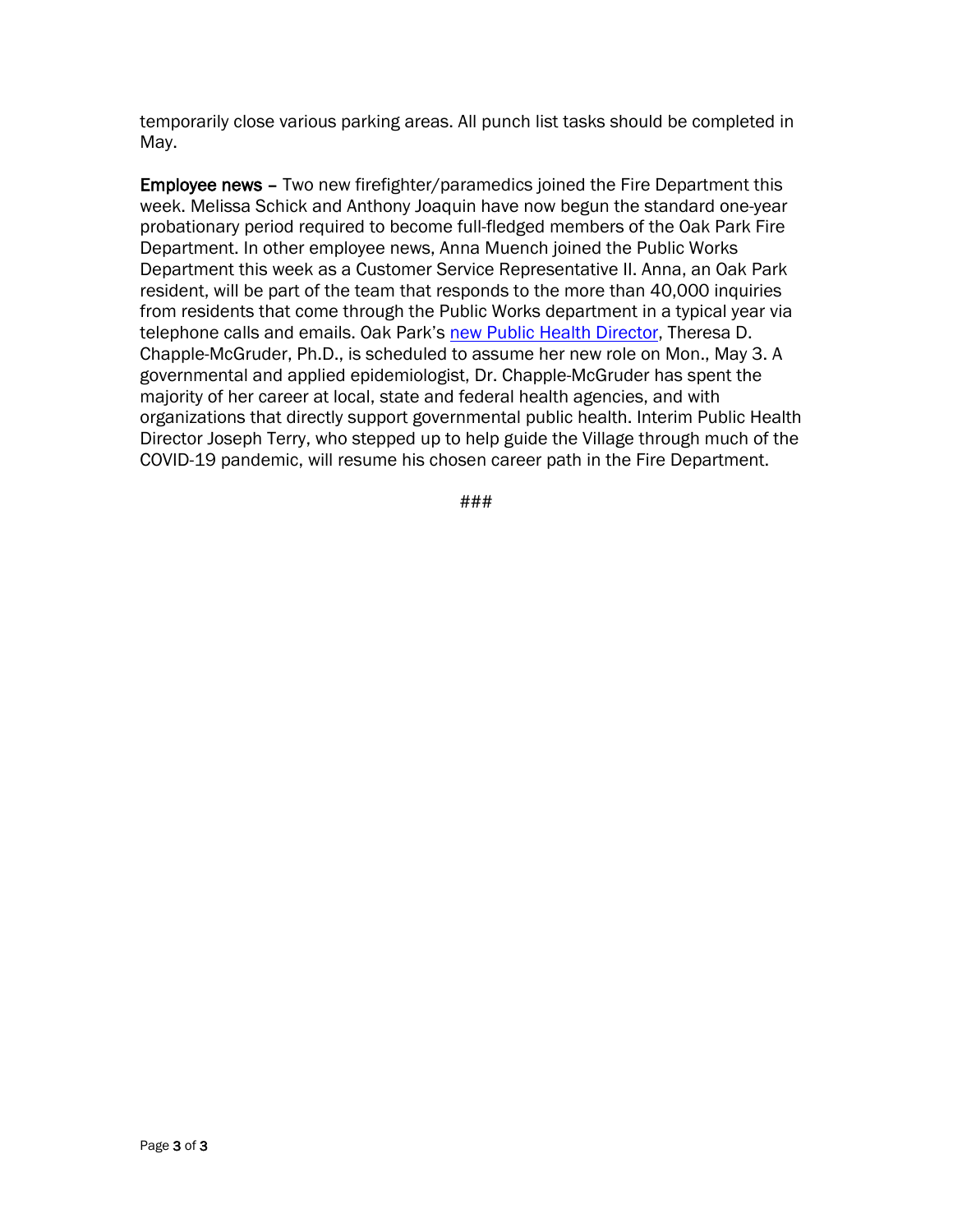temporarily close various parking areas. All punch list tasks should be completed in May.

**Employee news** – Two new firefighter/paramedics joined the Fire Department this week. Melissa Schick and Anthony Joaquin have now begun the standard one-year probationary period required to become full-fledged members of the Oak Park Fire Department. In other employee news, Anna Muench joined the Public Works Department this week as a Customer Service Representative II. Anna, an Oak Park resident, will be part of the team that responds to the more than 40,000 inquiries from residents that come through the Public Works department in a typical year via telephone calls and emails. Oak Park's new Public Health Director, Theresa D. Chapple-McGruder, Ph.D., is scheduled to assume her new role on Mon., May 3. A governmental and applied epidemiologist, Dr. Chapple-McGruder has spent the majority of her career at local, state and federal health agencies, and with organizations that directly support governmental public health. Interim Public Health Director Joseph Terry, who stepped up to help guide the Village through much of the COVID-19 pandemic, will resume his chosen career path in the Fire Department.

###